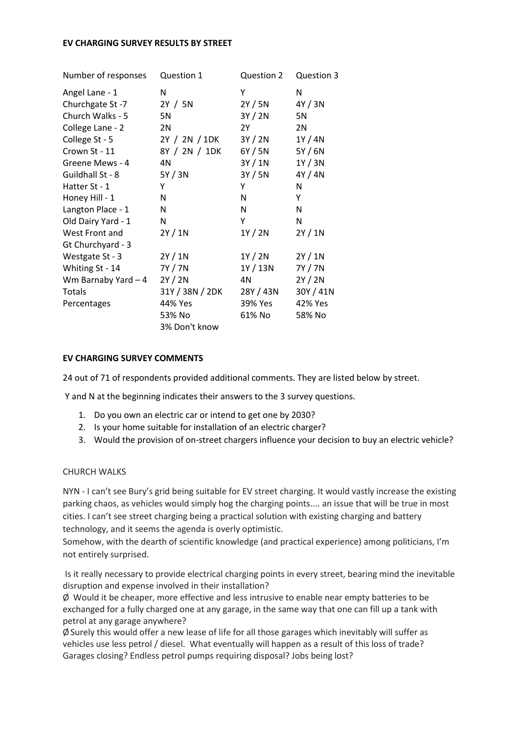**EV CHARGING SURVEY RESULTS BY STREET**

| Number of responses | Question 1 | Question 2 | Question 3 |
|---|---|---|---|
| Angel Lane - 1 | N | Y | N |
| Churchgate St -7 | 2Y / 5N | 2Y / 5N | 4Y / 3N |
| Church Walks - 5 | 5N | 3Y / 2N | 5N |
| College Lane - 2 | 2N | 2Y | 2N |
| College St - 5 | 2Y / 2N / 1DK | 3Y / 2N | 1Y / 4N |
| Crown St - 11 | 8Y / 2N / 1DK | 6Y / 5N | 5Y / 6N |
| Greene Mews - 4 | 4N | 3Y / 1N | 1Y / 3N |
| Guildhall St - 8 | 5Y / 3N | 3Y / 5N | 4Y / 4N |
| Hatter St - 1 | Y | Y | N |
| Honey Hill - 1 | N | N | Y |
| Langton Place - 1 | N | N | N |
| Old Dairy Yard - 1 | N | Y | N |
| West Front and Gt Churchyard - 3 | 2Y / 1N | 1Y / 2N | 2Y / 1N |
| Westgate St - 3 | 2Y / 1N | 1Y / 2N | 2Y / 1N |
| Whiting St - 14 | 7Y / 7N | 1Y / 13N | 7Y / 7N |
| Wm Barnaby Yard – 4 | 2Y / 2N | 4N | 2Y / 2N |
| Totals | 31Y / 38N / 2DK | 28Y / 43N | 30Y / 41N |
| Percentages | 44% Yes<br>53% No<br>3% Don't know | 39% Yes<br>61% No | 42% Yes<br>58% No |

**EV CHARGING SURVEY COMMENTS**

24 out of 71 of respondents provided additional comments. They are listed below by street.

Y and N at the beginning indicates their answers to the 3 survey questions.

1. Do you own an electric car or intend to get one by 2030?
2. Is your home suitable for installation of an electric charger?
3. Would the provision of on-street chargers influence your decision to buy an electric vehicle?

CHURCH WALKS

NYN - I can't see Bury's grid being suitable for EV street charging. It would vastly increase the existing parking chaos, as vehicles would simply hog the charging points.... an issue that will be true in most cities. I can't see street charging being a practical solution with existing charging and battery technology, and it seems the agenda is overly optimistic.
Somehow, with the dearth of scientific knowledge (and practical experience) among politicians, I'm not entirely surprised.

Is it really necessary to provide electrical charging points in every street, bearing mind the inevitable disruption and expense involved in their installation?

Ø Would it be cheaper, more effective and less intrusive to enable near empty batteries to be exchanged for a fully charged one at any garage, in the same way that one can fill up a tank with petrol at any garage anywhere?

Ø Surely this would offer a new lease of life for all those garages which inevitably will suffer as vehicles use less petrol / diesel. What eventually will happen as a result of this loss of trade? Garages closing? Endless petrol pumps requiring disposal? Jobs being lost?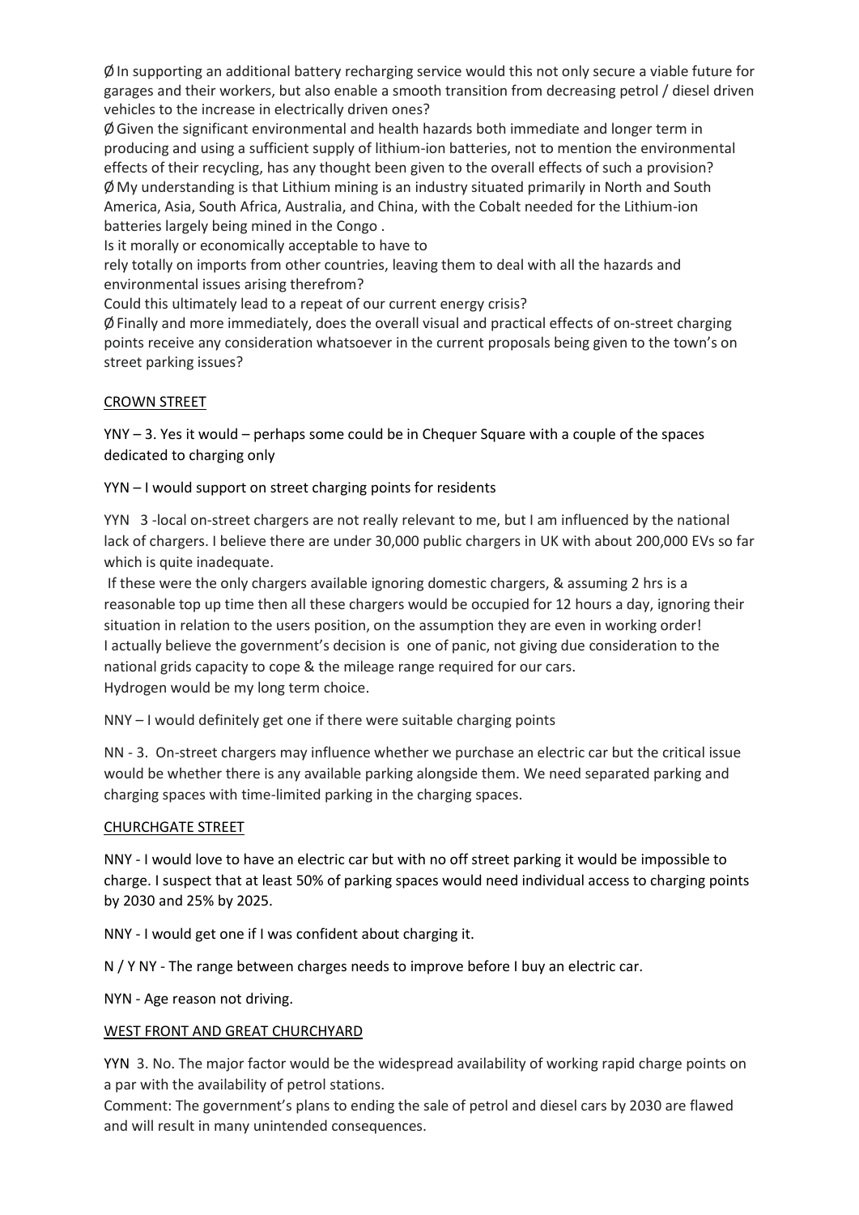Ø In supporting an additional battery recharging service would this not only secure a viable future for garages and their workers, but also enable a smooth transition from decreasing petrol / diesel driven vehicles to the increase in electrically driven ones?

Ø Given the significant environmental and health hazards both immediate and longer term in producing and using a sufficient supply of lithium-ion batteries, not to mention the environmental effects of their recycling, has any thought been given to the overall effects of such a provision?

Ø My understanding is that Lithium mining is an industry situated primarily in North and South America, Asia, South Africa, Australia, and China, with the Cobalt needed for the Lithium-ion batteries largely being mined in the Congo .

Is it morally or economically acceptable to have to
rely totally on imports from other countries, leaving them to deal with all the hazards and environmental issues arising therefrom?

Could this ultimately lead to a repeat of our current energy crisis?

Ø Finally and more immediately, does the overall visual and practical effects of on-street charging points receive any consideration whatsoever in the current proposals being given to the town's on street parking issues?

## CROWN STREET

YNY – 3. Yes it would – perhaps some could be in Chequer Square with a couple of the spaces dedicated to charging only

YYN – I would support on street charging points for residents

YYN 3 -local on-street chargers are not really relevant to me, but I am influenced by the national lack of chargers. I believe there are under 30,000 public chargers in UK with about 200,000 EVs so far which is quite inadequate.

If these were the only chargers available ignoring domestic chargers, & assuming 2 hrs is a reasonable top up time then all these chargers would be occupied for 12 hours a day, ignoring their situation in relation to the users position, on the assumption they are even in working order!

I actually believe the government's decision is one of panic, not giving due consideration to the national grids capacity to cope & the mileage range required for our cars.

Hydrogen would be my long term choice.

NNY – I would definitely get one if there were suitable charging points

NN - 3. On-street chargers may influence whether we purchase an electric car but the critical issue would be whether there is any available parking alongside them. We need separated parking and charging spaces with time-limited parking in the charging spaces.

## CHURCHGATE STREET

NNY - I would love to have an electric car but with no off street parking it would be impossible to charge. I suspect that at least 50% of parking spaces would need individual access to charging points by 2030 and 25% by 2025.

NNY - I would get one if I was confident about charging it.

N / Y NY - The range between charges needs to improve before I buy an electric car.

NYN - Age reason not driving.

## WEST FRONT AND GREAT CHURCHYARD

YYN 3. No. The major factor would be the widespread availability of working rapid charge points on a par with the availability of petrol stations.

Comment: The government's plans to ending the sale of petrol and diesel cars by 2030 are flawed and will result in many unintended consequences.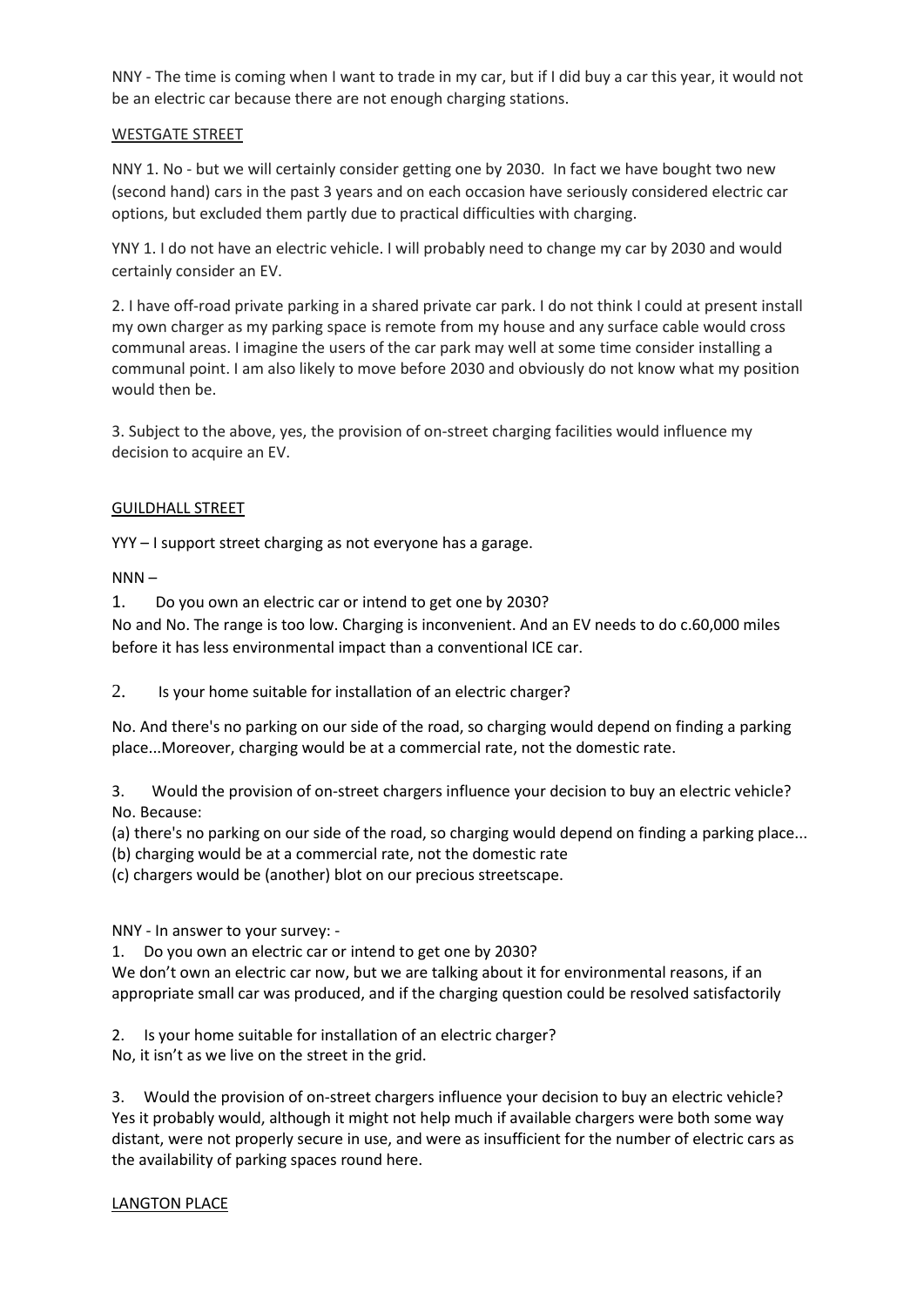NNY - The time is coming when I want to trade in my car, but if I did buy a car this year, it would not be an electric car because there are not enough charging stations.

<u>WESTGATE STREET</u>

NNY 1. No - but we will certainly consider getting one by 2030. In fact we have bought two new (second hand) cars in the past 3 years and on each occasion have seriously considered electric car options, but excluded them partly due to practical difficulties with charging.

YNY 1. I do not have an electric vehicle. I will probably need to change my car by 2030 and would certainly consider an EV.

2. I have off-road private parking in a shared private car park. I do not think I could at present install my own charger as my parking space is remote from my house and any surface cable would cross communal areas. I imagine the users of the car park may well at some time consider installing a communal point. I am also likely to move before 2030 and obviously do not know what my position would then be.

3. Subject to the above, yes, the provision of on-street charging facilities would influence my decision to acquire an EV.

<u>GUILDHALL STREET</u>

YYY – I support street charging as not everyone has a garage.

NNN –

1. Do you own an electric car or intend to get one by 2030?

No and No. The range is too low. Charging is inconvenient. And an EV needs to do c.60,000 miles before it has less environmental impact than a conventional ICE car.

2. Is your home suitable for installation of an electric charger?

No. And there's no parking on our side of the road, so charging would depend on finding a parking place...Moreover, charging would be at a commercial rate, not the domestic rate.

3. Would the provision of on-street chargers influence your decision to buy an electric vehicle?

No. Because:

(a) there's no parking on our side of the road, so charging would depend on finding a parking place...

(b) charging would be at a commercial rate, not the domestic rate

(c) chargers would be (another) blot on our precious streetscape.

NNY - In answer to your survey: -

1. Do you own an electric car or intend to get one by 2030?

We don't own an electric car now, but we are talking about it for environmental reasons, if an appropriate small car was produced, and if the charging question could be resolved satisfactorily

2. Is your home suitable for installation of an electric charger?

No, it isn't as we live on the street in the grid.

3. Would the provision of on-street chargers influence your decision to buy an electric vehicle?

Yes it probably would, although it might not help much if available chargers were both some way distant, were not properly secure in use, and were as insufficient for the number of electric cars as the availability of parking spaces round here.

<u>LANGTON PLACE</u>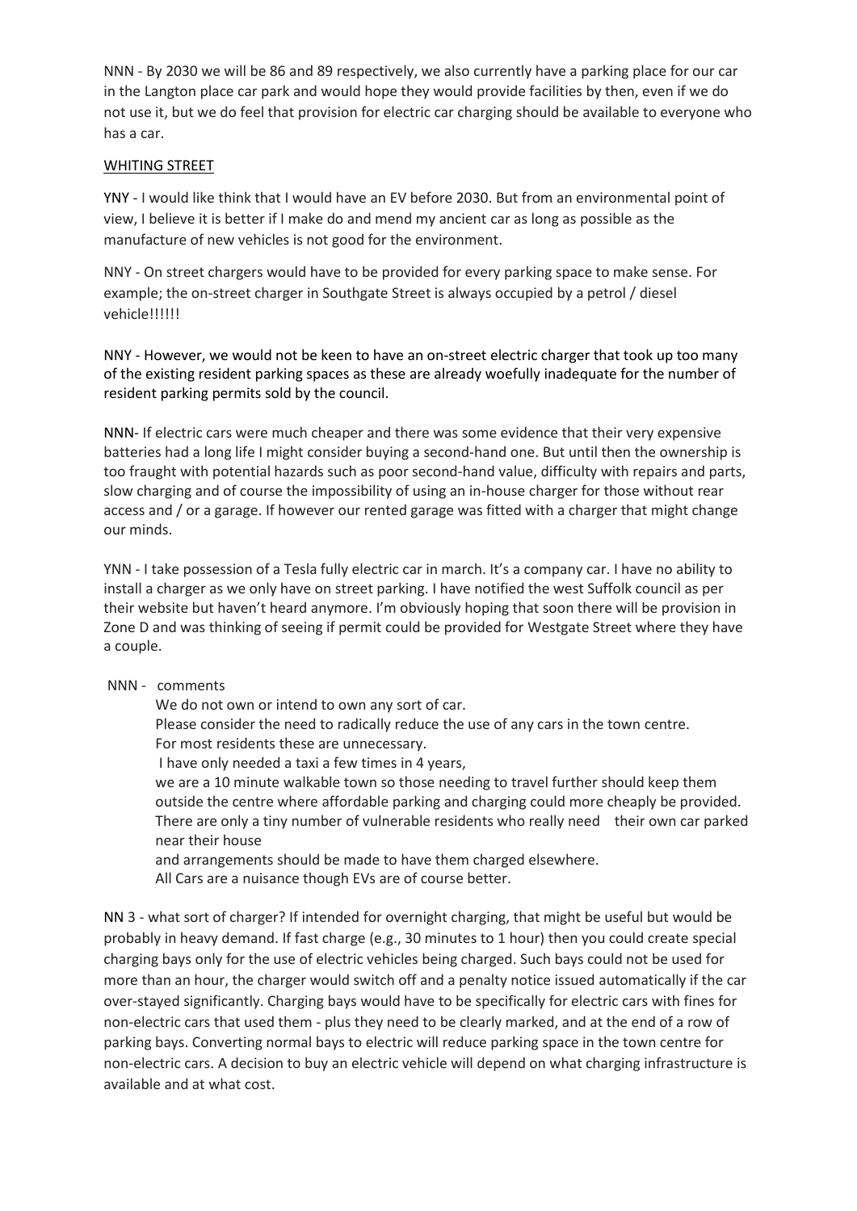NNN - By 2030 we will be 86 and 89 respectively, we also currently have a parking place for our car in the Langton place car park and would hope they would provide facilities by then, even if we do not use it, but we do feel that provision for electric car charging should be available to everyone who has a car.

WHITING STREET

YNY - I would like think that I would have an EV before 2030. But from an environmental point of view, I believe it is better if I make do and mend my ancient car as long as possible as the manufacture of new vehicles is not good for the environment.

NNY - On street chargers would have to be provided for every parking space to make sense. For example; the on-street charger in Southgate Street is always occupied by a petrol / diesel vehicle!!!!!!

NNY - However, we would not be keen to have an on-street electric charger that took up too many of the existing resident parking spaces as these are already woefully inadequate for the number of resident parking permits sold by the council.

NNN- If electric cars were much cheaper and there was some evidence that their very expensive batteries had a long life I might consider buying a second-hand one. But until then the ownership is too fraught with potential hazards such as poor second-hand value, difficulty with repairs and parts, slow charging and of course the impossibility of using an in-house charger for those without rear access and / or a garage. If however our rented garage was fitted with a charger that might change our minds.

YNN - I take possession of a Tesla fully electric car in march. It's a company car. I have no ability to install a charger as we only have on street parking. I have notified the west Suffolk council as per their website but haven't heard anymore. I'm obviously hoping that soon there will be provision in Zone D and was thinking of seeing if permit could be provided for Westgate Street where they have a couple.

NNN - comments

We do not own or intend to own any sort of car.
Please consider the need to radically reduce the use of any cars in the town centre.
For most residents these are unnecessary.
I have only needed a taxi a few times in 4 years,
we are a 10 minute walkable town so those needing to travel further should keep them outside the centre where affordable parking and charging could more cheaply be provided.
There are only a tiny number of vulnerable residents who really need their own car parked near their house
and arrangements should be made to have them charged elsewhere.
All Cars are a nuisance though EVs are of course better.

NN 3 - what sort of charger? If intended for overnight charging, that might be useful but would be probably in heavy demand. If fast charge (e.g., 30 minutes to 1 hour) then you could create special charging bays only for the use of electric vehicles being charged. Such bays could not be used for more than an hour, the charger would switch off and a penalty notice issued automatically if the car over-stayed significantly. Charging bays would have to be specifically for electric cars with fines for non-electric cars that used them - plus they need to be clearly marked, and at the end of a row of parking bays. Converting normal bays to electric will reduce parking space in the town centre for non-electric cars. A decision to buy an electric vehicle will depend on what charging infrastructure is available and at what cost.